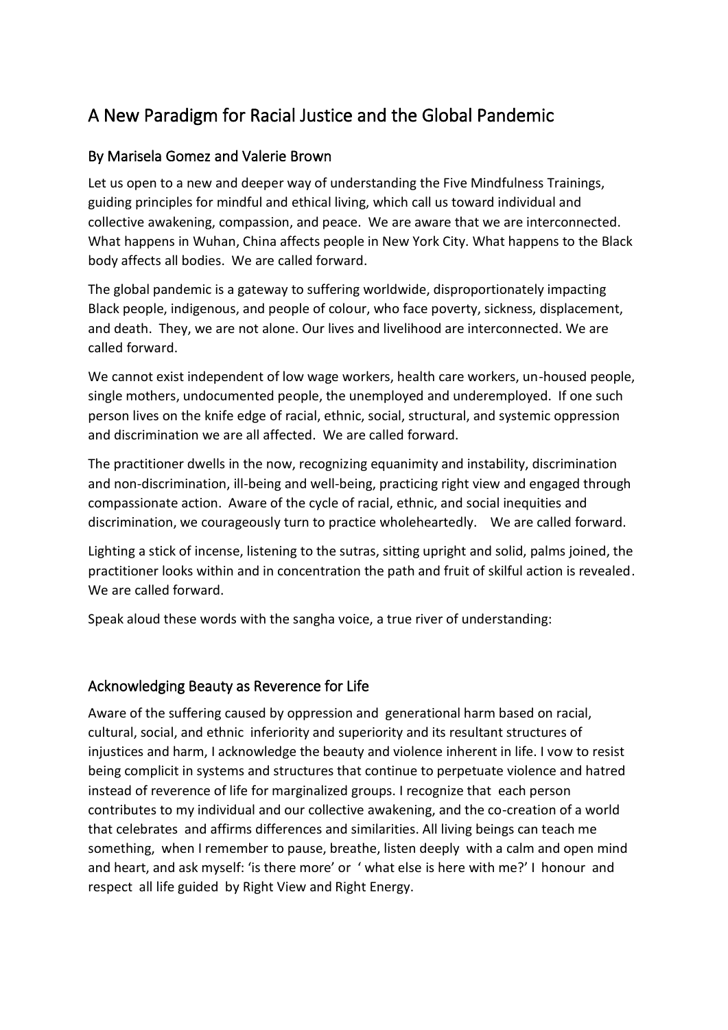# A New Paradigm for Racial Justice and the Global Pandemic

## By Marisela Gomez and Valerie Brown

Let us open to a new and deeper way of understanding the Five Mindfulness Trainings, guiding principles for mindful and ethical living, which call us toward individual and collective awakening, compassion, and peace. We are aware that we are interconnected. What happens in Wuhan, China affects people in New York City. What happens to the Black body affects all bodies. We are called forward.

The global pandemic is a gateway to suffering worldwide, disproportionately impacting Black people, indigenous, and people of colour, who face poverty, sickness, displacement, and death. They, we are not alone. Our lives and livelihood are interconnected. We are called forward.

We cannot exist independent of low wage workers, health care workers, un-housed people, single mothers, undocumented people, the unemployed and underemployed. If one such person lives on the knife edge of racial, ethnic, social, structural, and systemic oppression and discrimination we are all affected. We are called forward.

The practitioner dwells in the now, recognizing equanimity and instability, discrimination and non-discrimination, ill-being and well-being, practicing right view and engaged through compassionate action. Aware of the cycle of racial, ethnic, and social inequities and discrimination, we courageously turn to practice wholeheartedly. We are called forward.

Lighting a stick of incense, listening to the sutras, sitting upright and solid, palms joined, the practitioner looks within and in concentration the path and fruit of skilful action is revealed. We are called forward.

Speak aloud these words with the sangha voice, a true river of understanding:

## Acknowledging Beauty as Reverence for Life

Aware of the suffering caused by oppression and generational harm based on racial, cultural, social, and ethnic inferiority and superiority and its resultant structures of injustices and harm, I acknowledge the beauty and violence inherent in life. I vow to resist being complicit in systems and structures that continue to perpetuate violence and hatred instead of reverence of life for marginalized groups. I recognize that each person contributes to my individual and our collective awakening, and the co-creation of a world that celebrates and affirms differences and similarities. All living beings can teach me something, when I remember to pause, breathe, listen deeply with a calm and open mind and heart, and ask myself: 'is there more' or ' what else is here with me?' I honour and respect all life guided by Right View and Right Energy.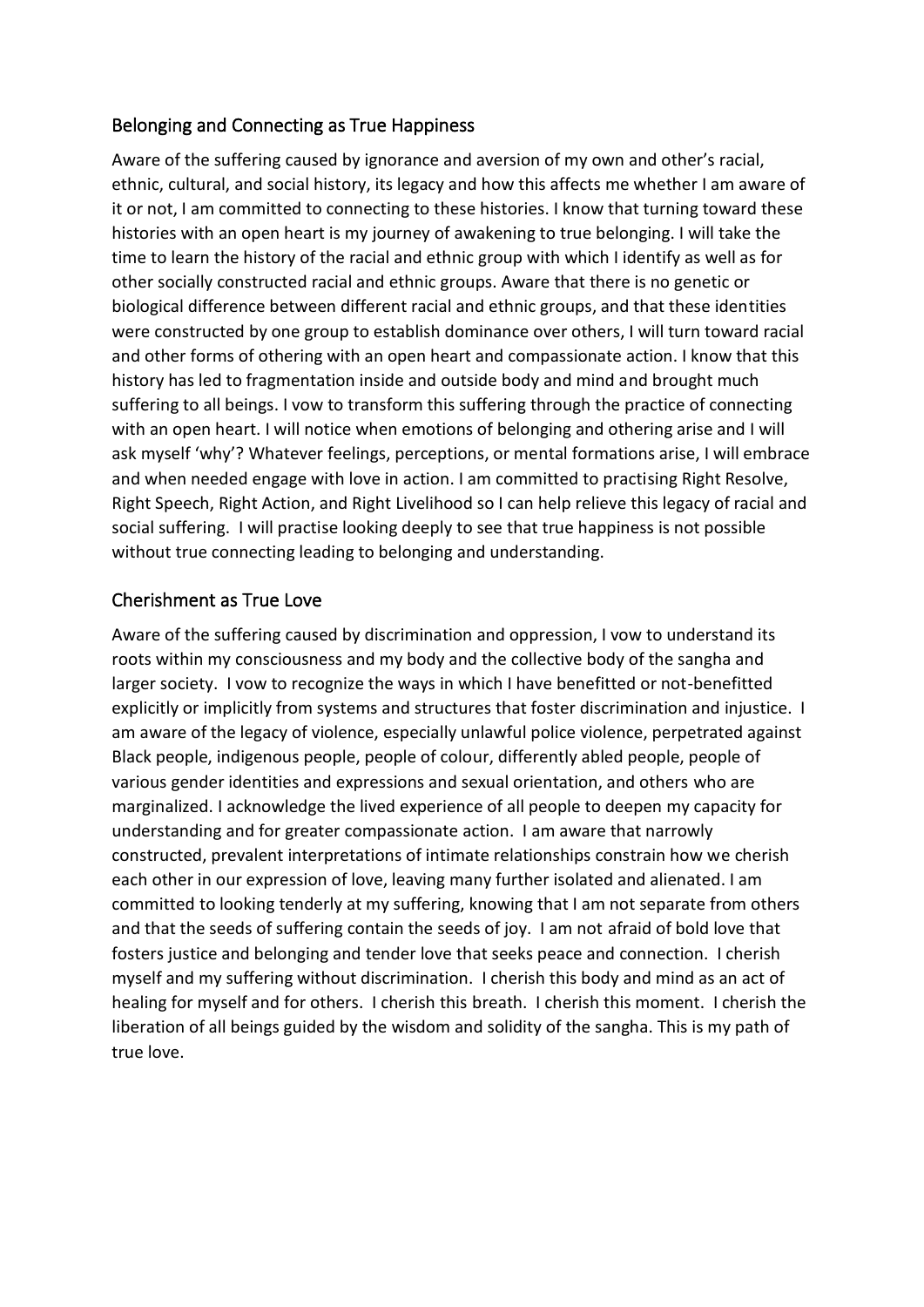## Belonging and Connecting as True Happiness

Aware of the suffering caused by ignorance and aversion of my own and other's racial, ethnic, cultural, and social history, its legacy and how this affects me whether I am aware of it or not, I am committed to connecting to these histories. I know that turning toward these histories with an open heart is my journey of awakening to true belonging. I will take the time to learn the history of the racial and ethnic group with which I identify as well as for other socially constructed racial and ethnic groups. Aware that there is no genetic or biological difference between different racial and ethnic groups, and that these identities were constructed by one group to establish dominance over others, I will turn toward racial and other forms of othering with an open heart and compassionate action. I know that this history has led to fragmentation inside and outside body and mind and brought much suffering to all beings. I vow to transform this suffering through the practice of connecting with an open heart. I will notice when emotions of belonging and othering arise and I will ask myself 'why'? Whatever feelings, perceptions, or mental formations arise, I will embrace and when needed engage with love in action. I am committed to practising Right Resolve, Right Speech, Right Action, and Right Livelihood so I can help relieve this legacy of racial and social suffering. I will practise looking deeply to see that true happiness is not possible without true connecting leading to belonging and understanding.

## Cherishment as True Love

Aware of the suffering caused by discrimination and oppression, I vow to understand its roots within my consciousness and my body and the collective body of the sangha and larger society. I vow to recognize the ways in which I have benefitted or not-benefitted explicitly or implicitly from systems and structures that foster discrimination and injustice. I am aware of the legacy of violence, especially unlawful police violence, perpetrated against Black people, indigenous people, people of colour, differently abled people, people of various gender identities and expressions and sexual orientation, and others who are marginalized. I acknowledge the lived experience of all people to deepen my capacity for understanding and for greater compassionate action. I am aware that narrowly constructed, prevalent interpretations of intimate relationships constrain how we cherish each other in our expression of love, leaving many further isolated and alienated. I am committed to looking tenderly at my suffering, knowing that I am not separate from others and that the seeds of suffering contain the seeds of joy. I am not afraid of bold love that fosters justice and belonging and tender love that seeks peace and connection. I cherish myself and my suffering without discrimination. I cherish this body and mind as an act of healing for myself and for others. I cherish this breath. I cherish this moment. I cherish the liberation of all beings guided by the wisdom and solidity of the sangha. This is my path of true love.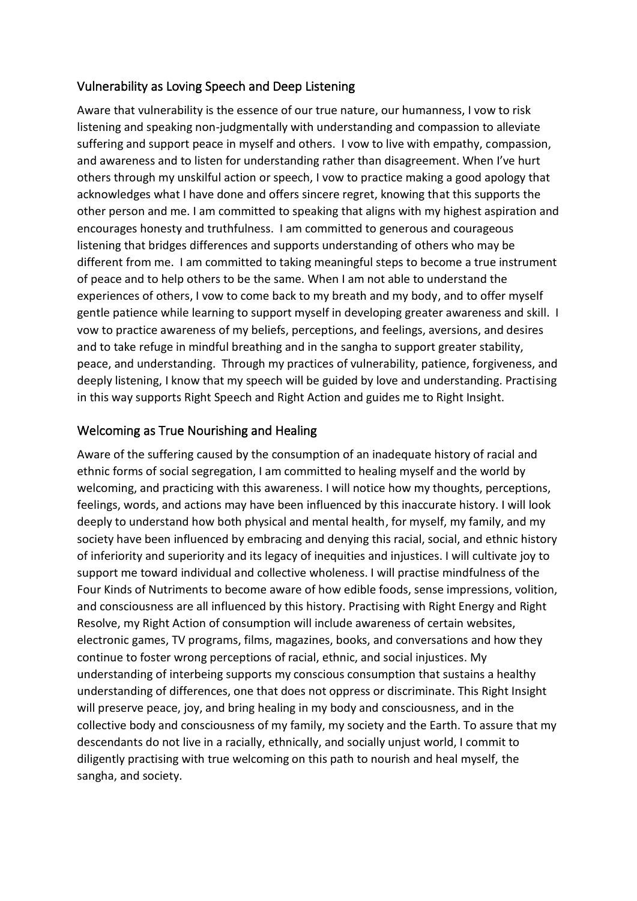## Vulnerability as Loving Speech and Deep Listening

Aware that vulnerability is the essence of our true nature, our humanness, I vow to risk listening and speaking non-judgmentally with understanding and compassion to alleviate suffering and support peace in myself and others. I vow to live with empathy, compassion, and awareness and to listen for understanding rather than disagreement. When I've hurt others through my unskilful action or speech, I vow to practice making a good apology that acknowledges what I have done and offers sincere regret, knowing that this supports the other person and me. I am committed to speaking that aligns with my highest aspiration and encourages honesty and truthfulness. I am committed to generous and courageous listening that bridges differences and supports understanding of others who may be different from me. I am committed to taking meaningful steps to become a true instrument of peace and to help others to be the same. When I am not able to understand the experiences of others, I vow to come back to my breath and my body, and to offer myself gentle patience while learning to support myself in developing greater awareness and skill. I vow to practice awareness of my beliefs, perceptions, and feelings, aversions, and desires and to take refuge in mindful breathing and in the sangha to support greater stability, peace, and understanding. Through my practices of vulnerability, patience, forgiveness, and deeply listening, I know that my speech will be guided by love and understanding. Practising in this way supports Right Speech and Right Action and guides me to Right Insight.

## Welcoming as True Nourishing and Healing

Aware of the suffering caused by the consumption of an inadequate history of racial and ethnic forms of social segregation, I am committed to healing myself and the world by welcoming, and practicing with this awareness. I will notice how my thoughts, perceptions, feelings, words, and actions may have been influenced by this inaccurate history. I will look deeply to understand how both physical and mental health, for myself, my family, and my society have been influenced by embracing and denying this racial, social, and ethnic history of inferiority and superiority and its legacy of inequities and injustices. I will cultivate joy to support me toward individual and collective wholeness. I will practise mindfulness of the Four Kinds of Nutriments to become aware of how edible foods, sense impressions, volition, and consciousness are all influenced by this history. Practising with Right Energy and Right Resolve, my Right Action of consumption will include awareness of certain websites, electronic games, TV programs, films, magazines, books, and conversations and how they continue to foster wrong perceptions of racial, ethnic, and social injustices. My understanding of interbeing supports my conscious consumption that sustains a healthy understanding of differences, one that does not oppress or discriminate. This Right Insight will preserve peace, joy, and bring healing in my body and consciousness, and in the collective body and consciousness of my family, my society and the Earth. To assure that my descendants do not live in a racially, ethnically, and socially unjust world, I commit to diligently practising with true welcoming on this path to nourish and heal myself, the sangha, and society.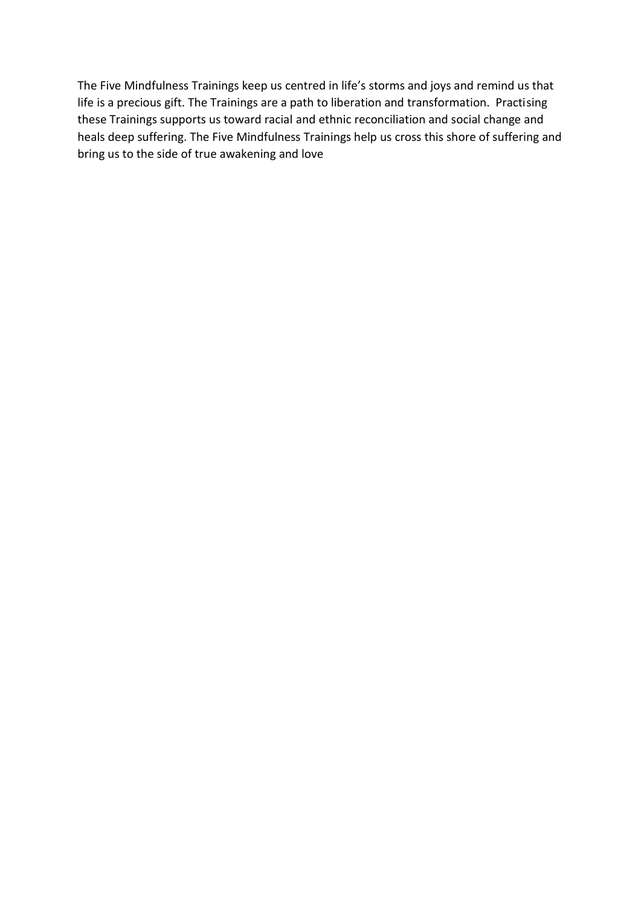The Five Mindfulness Trainings keep us centred in life's storms and joys and remind us that life is a precious gift. The Trainings are a path to liberation and transformation. Practising these Trainings supports us toward racial and ethnic reconciliation and social change and heals deep suffering. The Five Mindfulness Trainings help us cross this shore of suffering and bring us to the side of true awakening and love